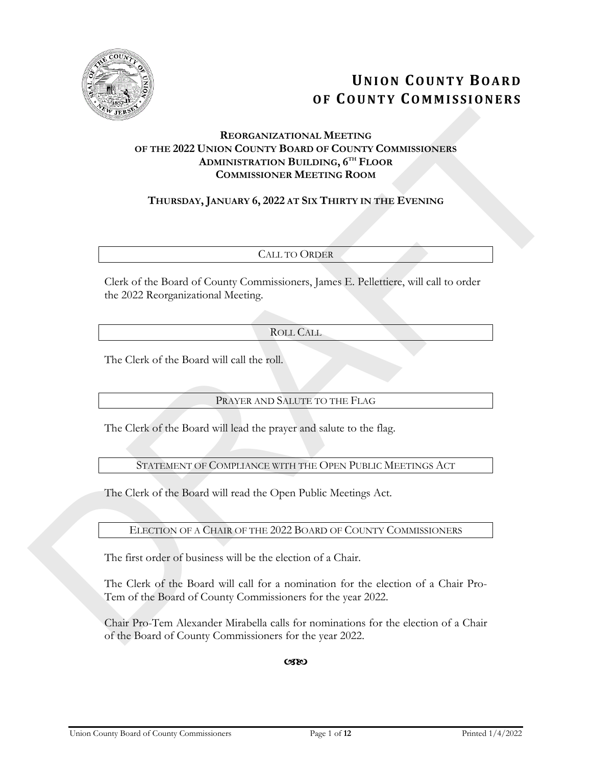# UNION COUNTY BOARD OF COUNTY COMMISSIONERS

**REORGANIZATIONAL MEETING**
**OF THE 2022 UNION COUNTY BOARD OF COUNTY COMMISSIONERS**
**ADMINISTRATION BUILDING, 6TH FLOOR**
**COMMISSIONER MEETING ROOM**

**THURSDAY, JANUARY 6, 2022 AT SIX THIRTY IN THE EVENING**

## CALL TO ORDER

Clerk of the Board of County Commissioners, James E. Pellettiere, will call to order the 2022 Reorganizational Meeting.

## ROLL CALL

The Clerk of the Board will call the roll.

## PRAYER AND SALUTE TO THE FLAG

The Clerk of the Board will lead the prayer and salute to the flag.

## STATEMENT OF COMPLIANCE WITH THE OPEN PUBLIC MEETINGS ACT

The Clerk of the Board will read the Open Public Meetings Act.

## ELECTION OF A CHAIR OF THE 2022 BOARD OF COUNTY COMMISSIONERS

The first order of business will be the election of a Chair.

The Clerk of the Board will call for a nomination for the election of a Chair Pro-Tem of the Board of County Commissioners for the year 2022.

Chair Pro-Tem Alexander Mirabella calls for nominations for the election of a Chair of the Board of County Commissioners for the year 2022.

ଓଃ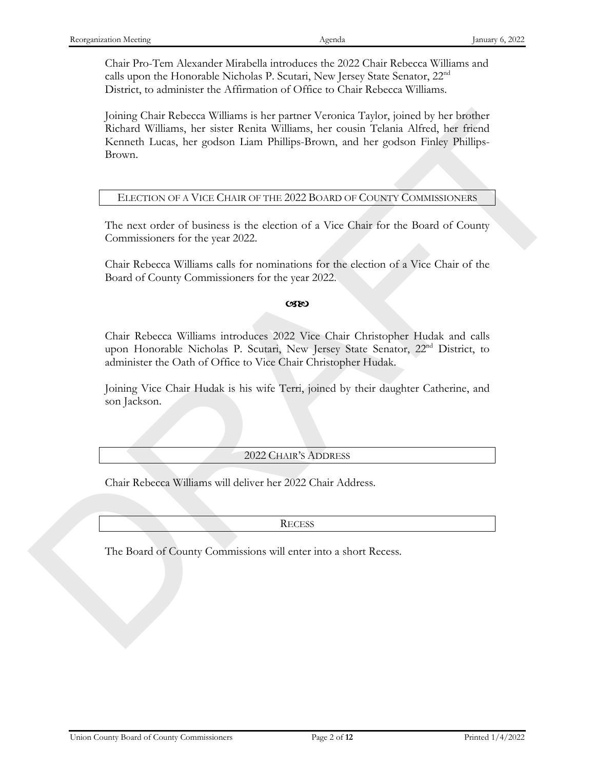Chair Pro-Tem Alexander Mirabella introduces the 2022 Chair Rebecca Williams and calls upon the Honorable Nicholas P. Scutari, New Jersey State Senator, 22nd District, to administer the Affirmation of Office to Chair Rebecca Williams.

Joining Chair Rebecca Williams is her partner Veronica Taylor, joined by her brother Richard Williams, her sister Renita Williams, her cousin Telania Alfred, her friend Kenneth Lucas, her godson Liam Phillips-Brown, and her godson Finley Phillips-Brown.

## ELECTION OF A VICE CHAIR OF THE 2022 BOARD OF COUNTY COMMISSIONERS

The next order of business is the election of a Vice Chair for the Board of County Commissioners for the year 2022.

Chair Rebecca Williams calls for nominations for the election of a Vice Chair of the Board of County Commissioners for the year 2022.

☙❧

Chair Rebecca Williams introduces 2022 Vice Chair Christopher Hudak and calls upon Honorable Nicholas P. Scutari, New Jersey State Senator, 22nd District, to administer the Oath of Office to Vice Chair Christopher Hudak.

Joining Vice Chair Hudak is his wife Terri, joined by their daughter Catherine, and son Jackson.

## 2022 CHAIR'S ADDRESS

Chair Rebecca Williams will deliver her 2022 Chair Address.

## RECESS

The Board of County Commissions will enter into a short Recess.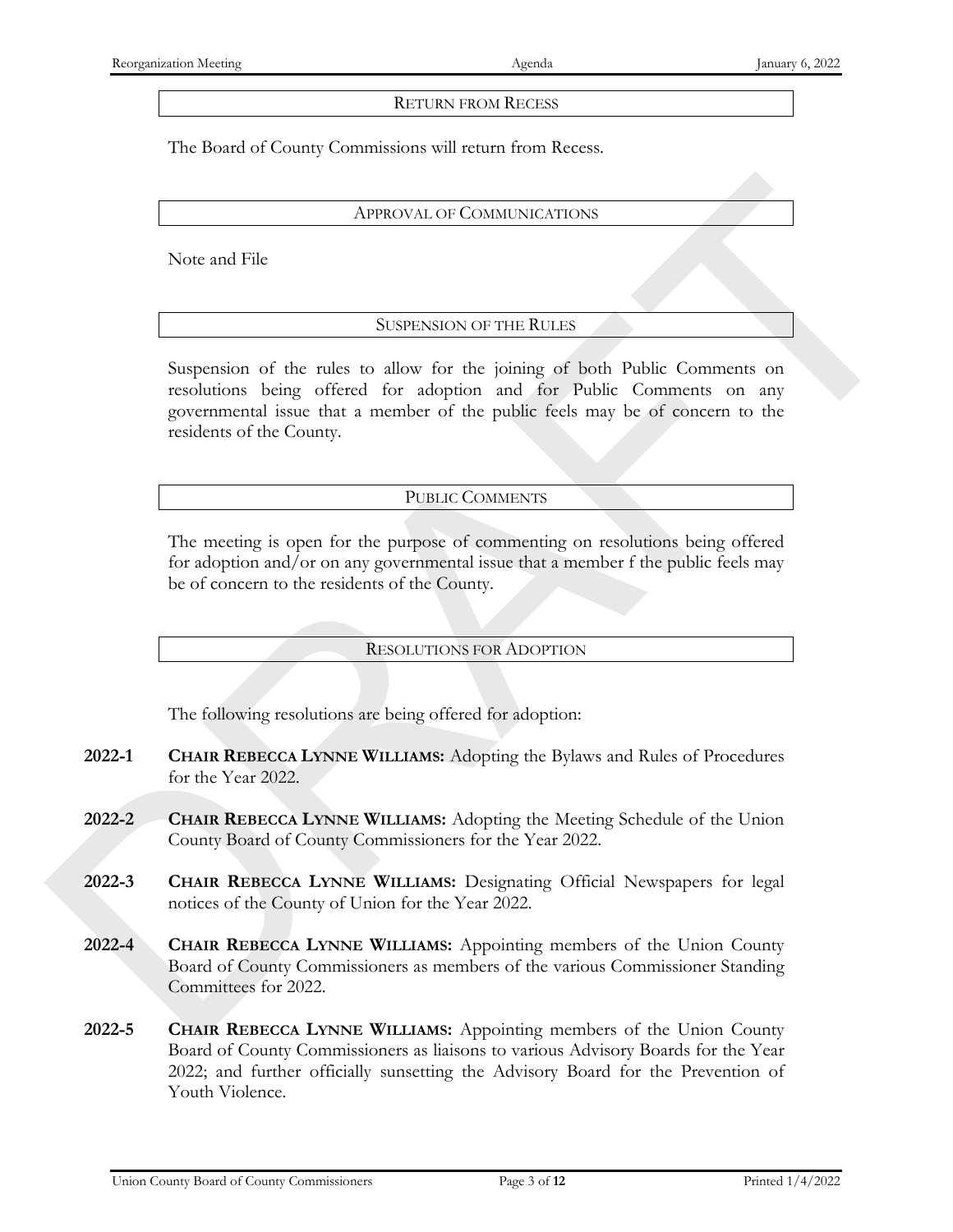## RETURN FROM RECESS

The Board of County Commissions will return from Recess.

## APPROVAL OF COMMUNICATIONS

Note and File

## SUSPENSION OF THE RULES

Suspension of the rules to allow for the joining of both Public Comments on resolutions being offered for adoption and for Public Comments on any governmental issue that a member of the public feels may be of concern to the residents of the County.

## PUBLIC COMMENTS

The meeting is open for the purpose of commenting on resolutions being offered for adoption and/or on any governmental issue that a member f the public feels may be of concern to the residents of the County.

## RESOLUTIONS FOR ADOPTION

The following resolutions are being offered for adoption:

**2022-1** **CHAIR REBECCA LYNNE WILLIAMS:** Adopting the Bylaws and Rules of Procedures for the Year 2022.

**2022-2** **CHAIR REBECCA LYNNE WILLIAMS:** Adopting the Meeting Schedule of the Union County Board of County Commissioners for the Year 2022.

**2022-3** **CHAIR REBECCA LYNNE WILLIAMS:** Designating Official Newspapers for legal notices of the County of Union for the Year 2022.

**2022-4** **CHAIR REBECCA LYNNE WILLIAMS:** Appointing members of the Union County Board of County Commissioners as members of the various Commissioner Standing Committees for 2022.

**2022-5** **CHAIR REBECCA LYNNE WILLIAMS:** Appointing members of the Union County Board of County Commissioners as liaisons to various Advisory Boards for the Year 2022; and further officially sunsetting the Advisory Board for the Prevention of Youth Violence.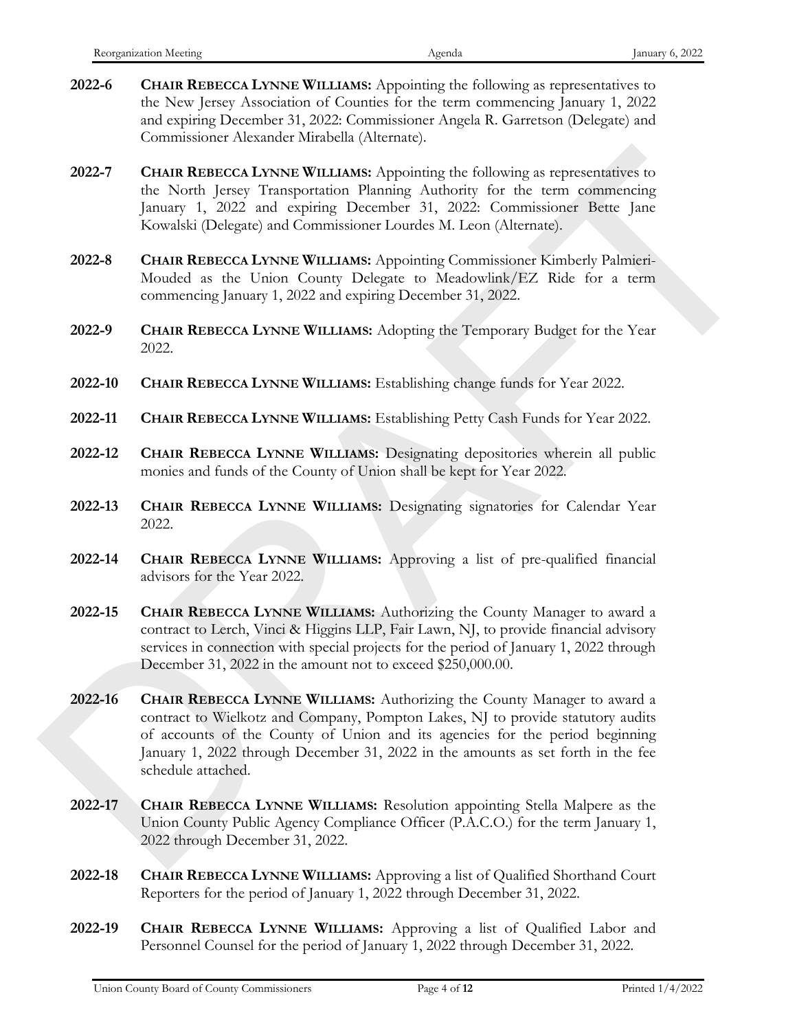**2022-6** **CHAIR REBECCA LYNNE WILLIAMS:** Appointing the following as representatives to the New Jersey Association of Counties for the term commencing January 1, 2022 and expiring December 31, 2022: Commissioner Angela R. Garretson (Delegate) and Commissioner Alexander Mirabella (Alternate).

**2022-7** **CHAIR REBECCA LYNNE WILLIAMS:** Appointing the following as representatives to the North Jersey Transportation Planning Authority for the term commencing January 1, 2022 and expiring December 31, 2022: Commissioner Bette Jane Kowalski (Delegate) and Commissioner Lourdes M. Leon (Alternate).

**2022-8** **CHAIR REBECCA LYNNE WILLIAMS:** Appointing Commissioner Kimberly Palmieri-Mouded as the Union County Delegate to Meadowlink/EZ Ride for a term commencing January 1, 2022 and expiring December 31, 2022.

**2022-9** **CHAIR REBECCA LYNNE WILLIAMS:** Adopting the Temporary Budget for the Year 2022.

**2022-10** **CHAIR REBECCA LYNNE WILLIAMS:** Establishing change funds for Year 2022.

**2022-11** **CHAIR REBECCA LYNNE WILLIAMS:** Establishing Petty Cash Funds for Year 2022.

**2022-12** **CHAIR REBECCA LYNNE WILLIAMS:** Designating depositories wherein all public monies and funds of the County of Union shall be kept for Year 2022.

**2022-13** **CHAIR REBECCA LYNNE WILLIAMS:** Designating signatories for Calendar Year 2022.

**2022-14** **CHAIR REBECCA LYNNE WILLIAMS:** Approving a list of pre-qualified financial advisors for the Year 2022.

**2022-15** **CHAIR REBECCA LYNNE WILLIAMS:** Authorizing the County Manager to award a contract to Lerch, Vinci & Higgins LLP, Fair Lawn, NJ, to provide financial advisory services in connection with special projects for the period of January 1, 2022 through December 31, 2022 in the amount not to exceed $250,000.00.

**2022-16** **CHAIR REBECCA LYNNE WILLIAMS:** Authorizing the County Manager to award a contract to Wielkotz and Company, Pompton Lakes, NJ to provide statutory audits of accounts of the County of Union and its agencies for the period beginning January 1, 2022 through December 31, 2022 in the amounts as set forth in the fee schedule attached.

**2022-17** **CHAIR REBECCA LYNNE WILLIAMS:** Resolution appointing Stella Malpere as the Union County Public Agency Compliance Officer (P.A.C.O.) for the term January 1, 2022 through December 31, 2022.

**2022-18** **CHAIR REBECCA LYNNE WILLIAMS:** Approving a list of Qualified Shorthand Court Reporters for the period of January 1, 2022 through December 31, 2022.

**2022-19** **CHAIR REBECCA LYNNE WILLIAMS:** Approving a list of Qualified Labor and Personnel Counsel for the period of January 1, 2022 through December 31, 2022.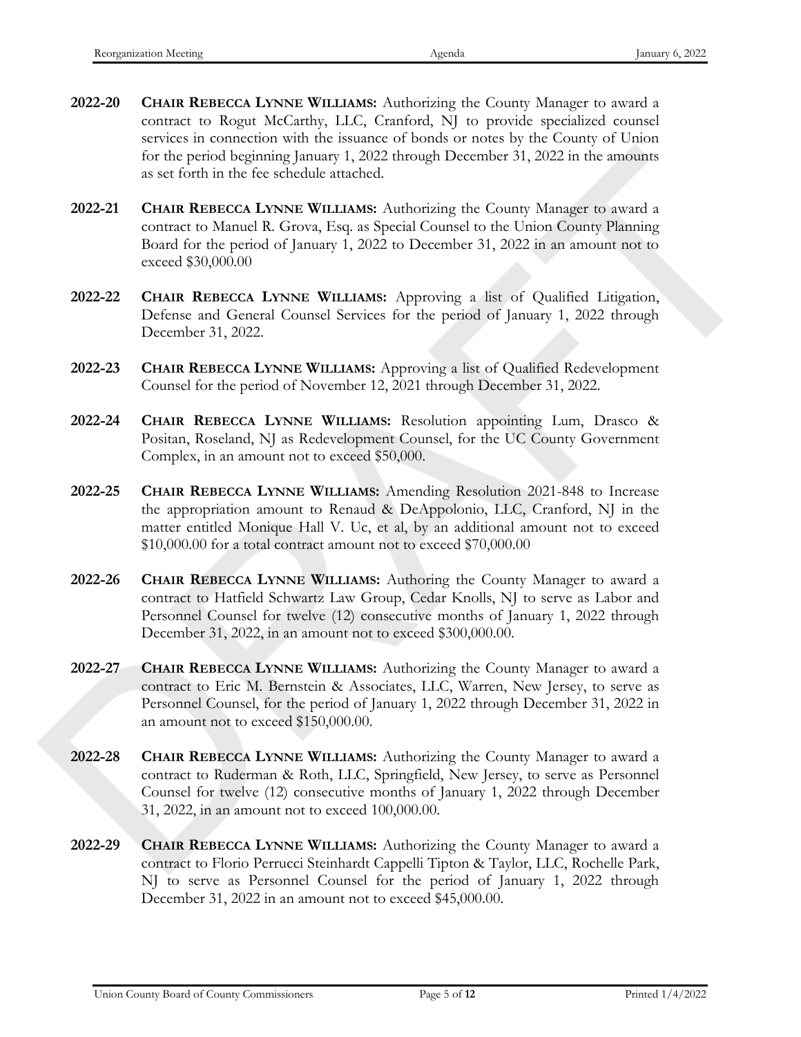**2022-20** **CHAIR REBECCA LYNNE WILLIAMS:** Authorizing the County Manager to award a contract to Rogut McCarthy, LLC, Cranford, NJ to provide specialized counsel services in connection with the issuance of bonds or notes by the County of Union for the period beginning January 1, 2022 through December 31, 2022 in the amounts as set forth in the fee schedule attached.

**2022-21** **CHAIR REBECCA LYNNE WILLIAMS:** Authorizing the County Manager to award a contract to Manuel R. Grova, Esq. as Special Counsel to the Union County Planning Board for the period of January 1, 2022 to December 31, 2022 in an amount not to exceed $30,000.00

**2022-22** **CHAIR REBECCA LYNNE WILLIAMS:** Approving a list of Qualified Litigation, Defense and General Counsel Services for the period of January 1, 2022 through December 31, 2022.

**2022-23** **CHAIR REBECCA LYNNE WILLIAMS:** Approving a list of Qualified Redevelopment Counsel for the period of November 12, 2021 through December 31, 2022.

**2022-24** **CHAIR REBECCA LYNNE WILLIAMS:** Resolution appointing Lum, Drasco & Positan, Roseland, NJ as Redevelopment Counsel, for the UC County Government Complex, in an amount not to exceed $50,000.

**2022-25** **CHAIR REBECCA LYNNE WILLIAMS:** Amending Resolution 2021-848 to Increase the appropriation amount to Renaud & DeAppolonio, LLC, Cranford, NJ in the matter entitled Monique Hall V. Uc, et al, by an additional amount not to exceed $10,000.00 for a total contract amount not to exceed $70,000.00

**2022-26** **CHAIR REBECCA LYNNE WILLIAMS:** Authoring the County Manager to award a contract to Hatfield Schwartz Law Group, Cedar Knolls, NJ to serve as Labor and Personnel Counsel for twelve (12) consecutive months of January 1, 2022 through December 31, 2022, in an amount not to exceed $300,000.00.

**2022-27** **CHAIR REBECCA LYNNE WILLIAMS:** Authorizing the County Manager to award a contract to Eric M. Bernstein & Associates, LLC, Warren, New Jersey, to serve as Personnel Counsel, for the period of January 1, 2022 through December 31, 2022 in an amount not to exceed $150,000.00.

**2022-28** **CHAIR REBECCA LYNNE WILLIAMS:** Authorizing the County Manager to award a contract to Ruderman & Roth, LLC, Springfield, New Jersey, to serve as Personnel Counsel for twelve (12) consecutive months of January 1, 2022 through December 31, 2022, in an amount not to exceed 100,000.00.

**2022-29** **CHAIR REBECCA LYNNE WILLIAMS:** Authorizing the County Manager to award a contract to Florio Perrucci Steinhardt Cappelli Tipton & Taylor, LLC, Rochelle Park, NJ to serve as Personnel Counsel for the period of January 1, 2022 through December 31, 2022 in an amount not to exceed $45,000.00.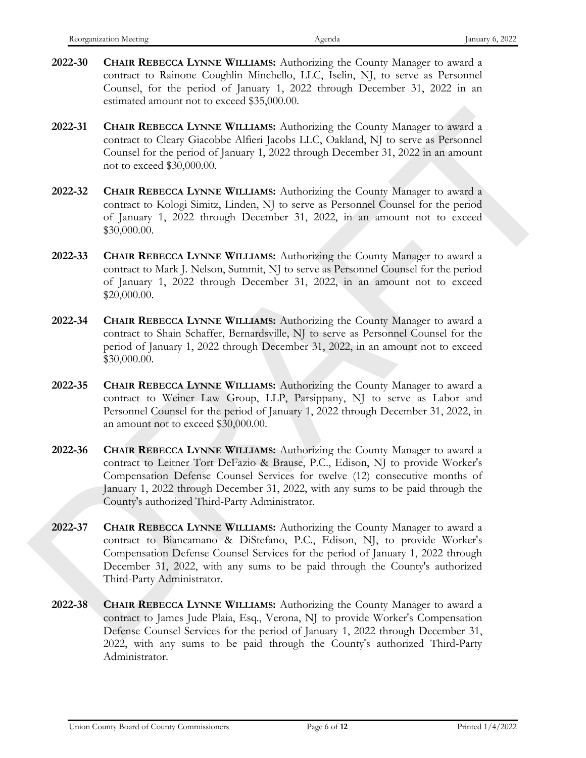**2022-30** **CHAIR REBECCA LYNNE WILLIAMS:** Authorizing the County Manager to award a contract to Rainone Coughlin Minchello, LLC, Iselin, NJ, to serve as Personnel Counsel, for the period of January 1, 2022 through December 31, 2022 in an estimated amount not to exceed $35,000.00.

**2022-31** **CHAIR REBECCA LYNNE WILLIAMS:** Authorizing the County Manager to award a contract to Cleary Giacobbe Alfieri Jacobs LLC, Oakland, NJ to serve as Personnel Counsel for the period of January 1, 2022 through December 31, 2022 in an amount not to exceed $30,000.00.

**2022-32** **CHAIR REBECCA LYNNE WILLIAMS:** Authorizing the County Manager to award a contract to Kologi Simitz, Linden, NJ to serve as Personnel Counsel for the period of January 1, 2022 through December 31, 2022, in an amount not to exceed $30,000.00.

**2022-33** **CHAIR REBECCA LYNNE WILLIAMS:** Authorizing the County Manager to award a contract to Mark J. Nelson, Summit, NJ to serve as Personnel Counsel for the period of January 1, 2022 through December 31, 2022, in an amount not to exceed $20,000.00.

**2022-34** **CHAIR REBECCA LYNNE WILLIAMS:** Authorizing the County Manager to award a contract to Shain Schaffer, Bernardsville, NJ to serve as Personnel Counsel for the period of January 1, 2022 through December 31, 2022, in an amount not to exceed $30,000.00.

**2022-35** **CHAIR REBECCA LYNNE WILLIAMS:** Authorizing the County Manager to award a contract to Weiner Law Group, LLP, Parsippany, NJ to serve as Labor and Personnel Counsel for the period of January 1, 2022 through December 31, 2022, in an amount not to exceed $30,000.00.

**2022-36** **CHAIR REBECCA LYNNE WILLIAMS:** Authorizing the County Manager to award a contract to Leitner Tort DeFazio & Brause, P.C., Edison, NJ to provide Worker's Compensation Defense Counsel Services for twelve (12) consecutive months of January 1, 2022 through December 31, 2022, with any sums to be paid through the County's authorized Third-Party Administrator.

**2022-37** **CHAIR REBECCA LYNNE WILLIAMS:** Authorizing the County Manager to award a contract to Biancamano & DiStefano, P.C., Edison, NJ, to provide Worker's Compensation Defense Counsel Services for the period of January 1, 2022 through December 31, 2022, with any sums to be paid through the County's authorized Third-Party Administrator.

**2022-38** **CHAIR REBECCA LYNNE WILLIAMS:** Authorizing the County Manager to award a contract to James Jude Plaia, Esq., Verona, NJ to provide Worker's Compensation Defense Counsel Services for the period of January 1, 2022 through December 31, 2022, with any sums to be paid through the County's authorized Third-Party Administrator.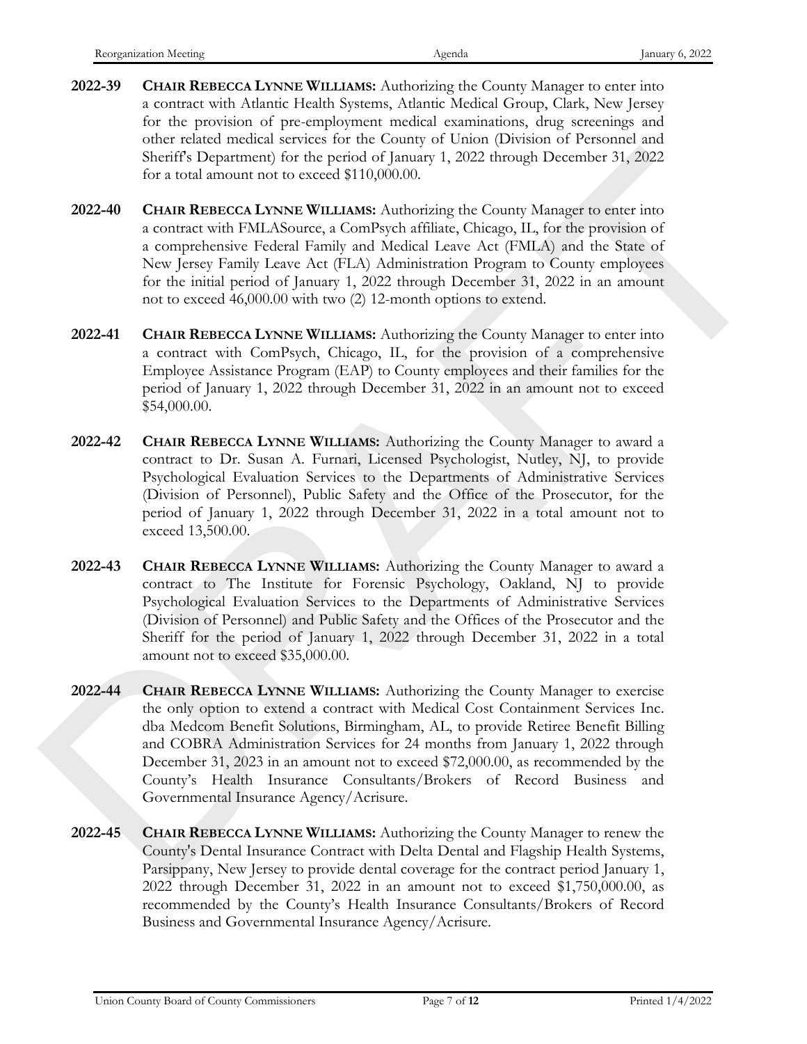**2022-39** **CHAIR REBECCA LYNNE WILLIAMS:** Authorizing the County Manager to enter into a contract with Atlantic Health Systems, Atlantic Medical Group, Clark, New Jersey for the provision of pre-employment medical examinations, drug screenings and other related medical services for the County of Union (Division of Personnel and Sheriff's Department) for the period of January 1, 2022 through December 31, 2022 for a total amount not to exceed $110,000.00.

**2022-40** **CHAIR REBECCA LYNNE WILLIAMS:** Authorizing the County Manager to enter into a contract with FMLASource, a ComPsych affiliate, Chicago, IL, for the provision of a comprehensive Federal Family and Medical Leave Act (FMLA) and the State of New Jersey Family Leave Act (FLA) Administration Program to County employees for the initial period of January 1, 2022 through December 31, 2022 in an amount not to exceed 46,000.00 with two (2) 12-month options to extend.

**2022-41** **CHAIR REBECCA LYNNE WILLIAMS:** Authorizing the County Manager to enter into a contract with ComPsych, Chicago, IL, for the provision of a comprehensive Employee Assistance Program (EAP) to County employees and their families for the period of January 1, 2022 through December 31, 2022 in an amount not to exceed $54,000.00.

**2022-42** **CHAIR REBECCA LYNNE WILLIAMS:** Authorizing the County Manager to award a contract to Dr. Susan A. Furnari, Licensed Psychologist, Nutley, NJ, to provide Psychological Evaluation Services to the Departments of Administrative Services (Division of Personnel), Public Safety and the Office of the Prosecutor, for the period of January 1, 2022 through December 31, 2022 in a total amount not to exceed 13,500.00.

**2022-43** **CHAIR REBECCA LYNNE WILLIAMS:** Authorizing the County Manager to award a contract to The Institute for Forensic Psychology, Oakland, NJ to provide Psychological Evaluation Services to the Departments of Administrative Services (Division of Personnel) and Public Safety and the Offices of the Prosecutor and the Sheriff for the period of January 1, 2022 through December 31, 2022 in a total amount not to exceed $35,000.00.

**2022-44** **CHAIR REBECCA LYNNE WILLIAMS:** Authorizing the County Manager to exercise the only option to extend a contract with Medical Cost Containment Services Inc. dba Medcom Benefit Solutions, Birmingham, AL, to provide Retiree Benefit Billing and COBRA Administration Services for 24 months from January 1, 2022 through December 31, 2023 in an amount not to exceed $72,000.00, as recommended by the County's Health Insurance Consultants/Brokers of Record Business and Governmental Insurance Agency/Acrisure.

**2022-45** **CHAIR REBECCA LYNNE WILLIAMS:** Authorizing the County Manager to renew the County's Dental Insurance Contract with Delta Dental and Flagship Health Systems, Parsippany, New Jersey to provide dental coverage for the contract period January 1, 2022 through December 31, 2022 in an amount not to exceed $1,750,000.00, as recommended by the County's Health Insurance Consultants/Brokers of Record Business and Governmental Insurance Agency/Acrisure.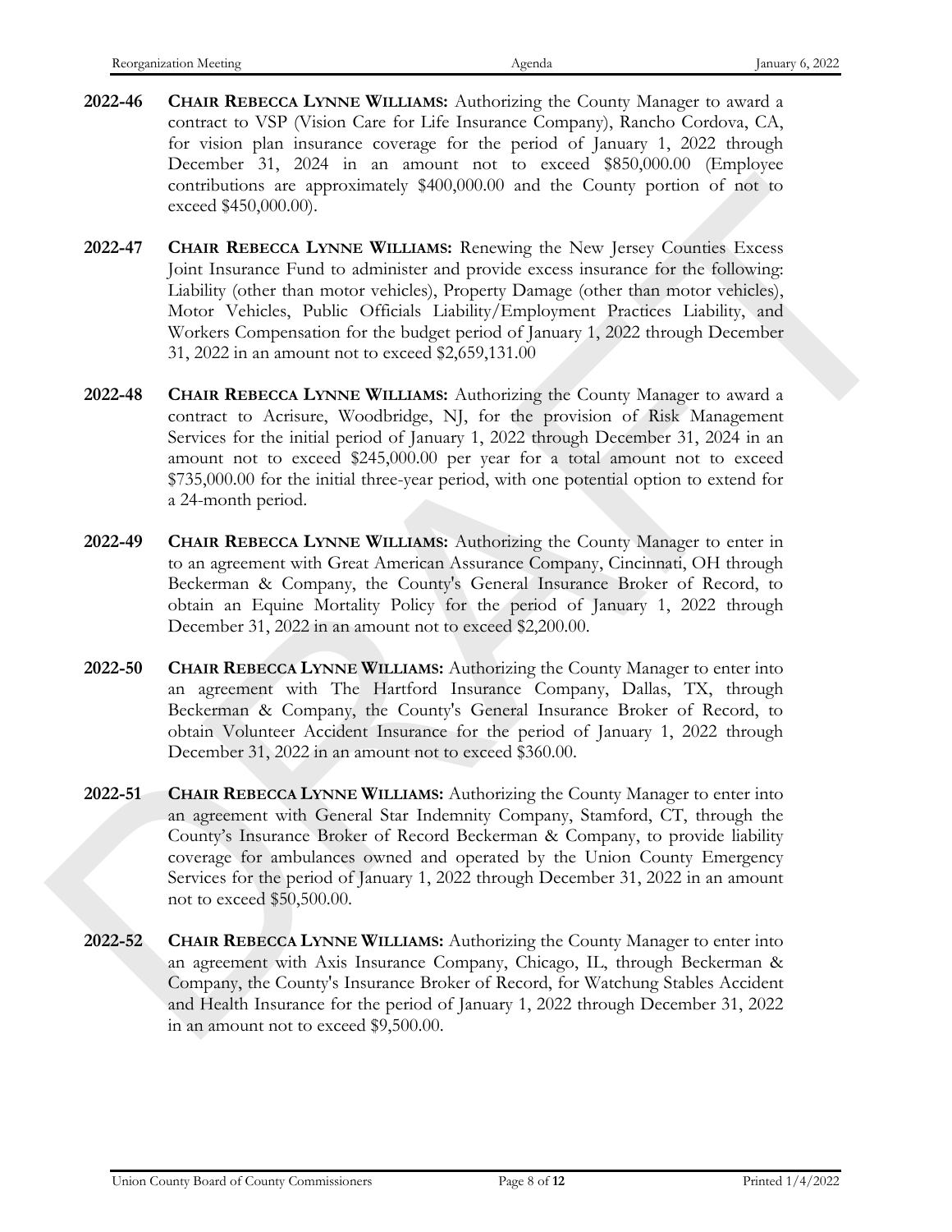**2022-46** **CHAIR REBECCA LYNNE WILLIAMS:** Authorizing the County Manager to award a contract to VSP (Vision Care for Life Insurance Company), Rancho Cordova, CA, for vision plan insurance coverage for the period of January 1, 2022 through December 31, 2024 in an amount not to exceed $850,000.00 (Employee contributions are approximately $400,000.00 and the County portion of not to exceed $450,000.00).

**2022-47** **CHAIR REBECCA LYNNE WILLIAMS:** Renewing the New Jersey Counties Excess Joint Insurance Fund to administer and provide excess insurance for the following: Liability (other than motor vehicles), Property Damage (other than motor vehicles), Motor Vehicles, Public Officials Liability/Employment Practices Liability, and Workers Compensation for the budget period of January 1, 2022 through December 31, 2022 in an amount not to exceed $2,659,131.00

**2022-48** **CHAIR REBECCA LYNNE WILLIAMS:** Authorizing the County Manager to award a contract to Acrisure, Woodbridge, NJ, for the provision of Risk Management Services for the initial period of January 1, 2022 through December 31, 2024 in an amount not to exceed $245,000.00 per year for a total amount not to exceed $735,000.00 for the initial three-year period, with one potential option to extend for a 24-month period.

**2022-49** **CHAIR REBECCA LYNNE WILLIAMS:** Authorizing the County Manager to enter in to an agreement with Great American Assurance Company, Cincinnati, OH through Beckerman & Company, the County's General Insurance Broker of Record, to obtain an Equine Mortality Policy for the period of January 1, 2022 through December 31, 2022 in an amount not to exceed $2,200.00.

**2022-50** **CHAIR REBECCA LYNNE WILLIAMS:** Authorizing the County Manager to enter into an agreement with The Hartford Insurance Company, Dallas, TX, through Beckerman & Company, the County's General Insurance Broker of Record, to obtain Volunteer Accident Insurance for the period of January 1, 2022 through December 31, 2022 in an amount not to exceed $360.00.

**2022-51** **CHAIR REBECCA LYNNE WILLIAMS:** Authorizing the County Manager to enter into an agreement with General Star Indemnity Company, Stamford, CT, through the County's Insurance Broker of Record Beckerman & Company, to provide liability coverage for ambulances owned and operated by the Union County Emergency Services for the period of January 1, 2022 through December 31, 2022 in an amount not to exceed $50,500.00.

**2022-52** **CHAIR REBECCA LYNNE WILLIAMS:** Authorizing the County Manager to enter into an agreement with Axis Insurance Company, Chicago, IL, through Beckerman & Company, the County's Insurance Broker of Record, for Watchung Stables Accident and Health Insurance for the period of January 1, 2022 through December 31, 2022 in an amount not to exceed $9,500.00.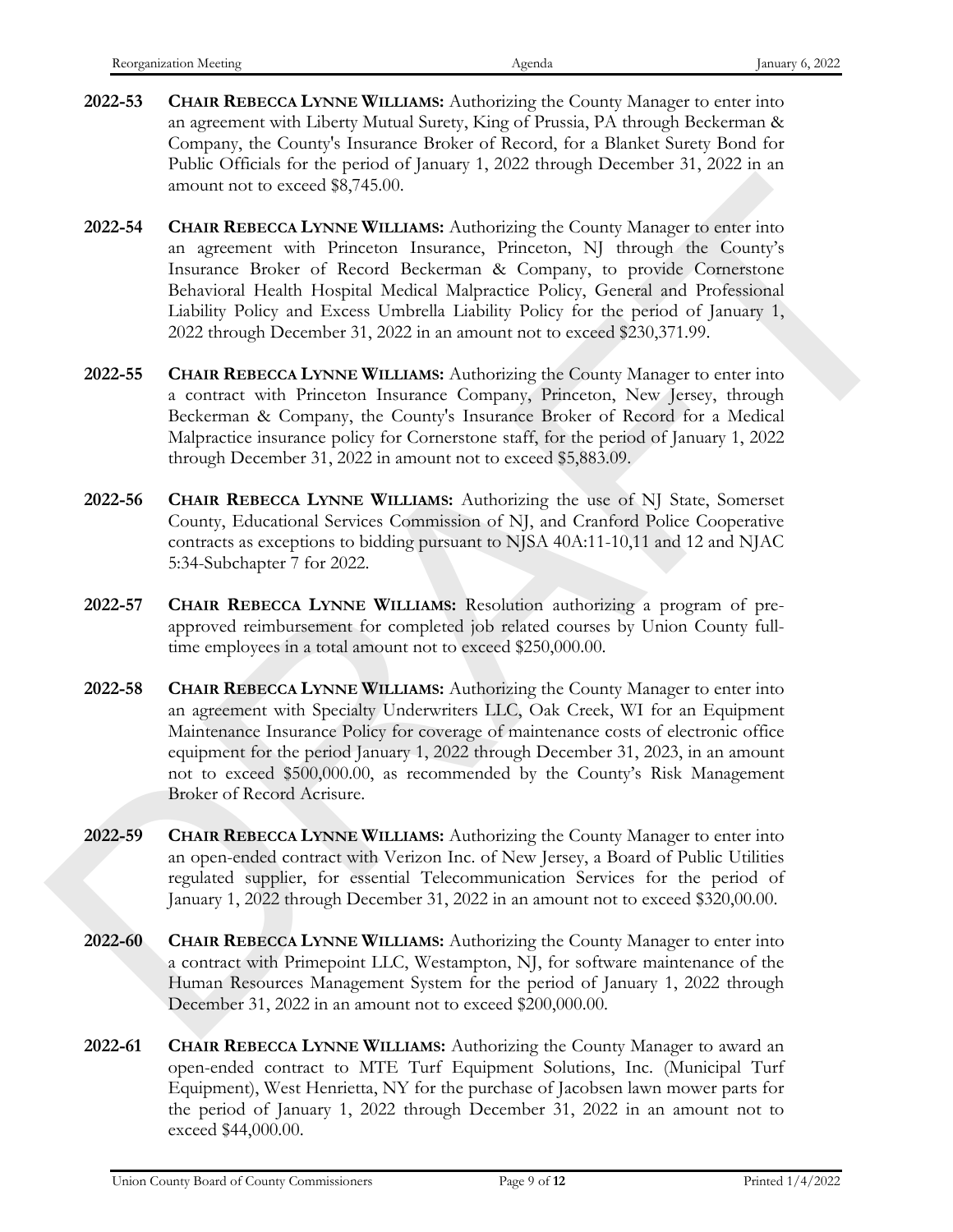**2022-53** **CHAIR REBECCA LYNNE WILLIAMS:** Authorizing the County Manager to enter into an agreement with Liberty Mutual Surety, King of Prussia, PA through Beckerman & Company, the County's Insurance Broker of Record, for a Blanket Surety Bond for Public Officials for the period of January 1, 2022 through December 31, 2022 in an amount not to exceed $8,745.00.

**2022-54** **CHAIR REBECCA LYNNE WILLIAMS:** Authorizing the County Manager to enter into an agreement with Princeton Insurance, Princeton, NJ through the County's Insurance Broker of Record Beckerman & Company, to provide Cornerstone Behavioral Health Hospital Medical Malpractice Policy, General and Professional Liability Policy and Excess Umbrella Liability Policy for the period of January 1, 2022 through December 31, 2022 in an amount not to exceed $230,371.99.

**2022-55** **CHAIR REBECCA LYNNE WILLIAMS:** Authorizing the County Manager to enter into a contract with Princeton Insurance Company, Princeton, New Jersey, through Beckerman & Company, the County's Insurance Broker of Record for a Medical Malpractice insurance policy for Cornerstone staff, for the period of January 1, 2022 through December 31, 2022 in amount not to exceed $5,883.09.

**2022-56** **CHAIR REBECCA LYNNE WILLIAMS:** Authorizing the use of NJ State, Somerset County, Educational Services Commission of NJ, and Cranford Police Cooperative contracts as exceptions to bidding pursuant to NJSA 40A:11-10,11 and 12 and NJAC 5:34-Subchapter 7 for 2022.

**2022-57** **CHAIR REBECCA LYNNE WILLIAMS:** Resolution authorizing a program of pre-approved reimbursement for completed job related courses by Union County full-time employees in a total amount not to exceed $250,000.00.

**2022-58** **CHAIR REBECCA LYNNE WILLIAMS:** Authorizing the County Manager to enter into an agreement with Specialty Underwriters LLC, Oak Creek, WI for an Equipment Maintenance Insurance Policy for coverage of maintenance costs of electronic office equipment for the period January 1, 2022 through December 31, 2023, in an amount not to exceed $500,000.00, as recommended by the County's Risk Management Broker of Record Acrisure.

**2022-59** **CHAIR REBECCA LYNNE WILLIAMS:** Authorizing the County Manager to enter into an open-ended contract with Verizon Inc. of New Jersey, a Board of Public Utilities regulated supplier, for essential Telecommunication Services for the period of January 1, 2022 through December 31, 2022 in an amount not to exceed $320,00.00.

**2022-60** **CHAIR REBECCA LYNNE WILLIAMS:** Authorizing the County Manager to enter into a contract with Primepoint LLC, Westampton, NJ, for software maintenance of the Human Resources Management System for the period of January 1, 2022 through December 31, 2022 in an amount not to exceed $200,000.00.

**2022-61** **CHAIR REBECCA LYNNE WILLIAMS:** Authorizing the County Manager to award an open-ended contract to MTE Turf Equipment Solutions, Inc. (Municipal Turf Equipment), West Henrietta, NY for the purchase of Jacobsen lawn mower parts for the period of January 1, 2022 through December 31, 2022 in an amount not to exceed $44,000.00.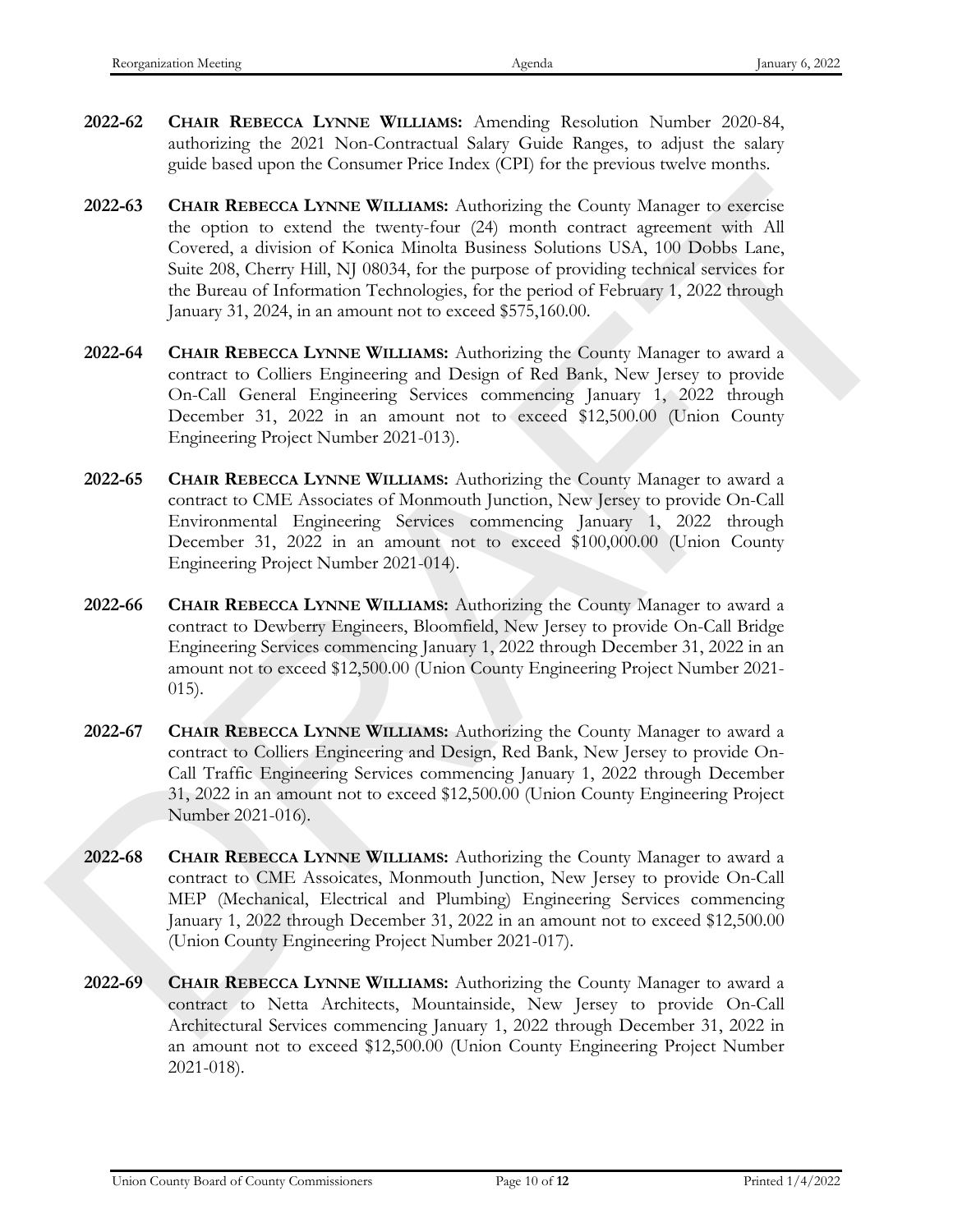**2022-62** **CHAIR REBECCA LYNNE WILLIAMS:** Amending Resolution Number 2020-84, authorizing the 2021 Non-Contractual Salary Guide Ranges, to adjust the salary guide based upon the Consumer Price Index (CPI) for the previous twelve months.

**2022-63** **CHAIR REBECCA LYNNE WILLIAMS:** Authorizing the County Manager to exercise the option to extend the twenty-four (24) month contract agreement with All Covered, a division of Konica Minolta Business Solutions USA, 100 Dobbs Lane, Suite 208, Cherry Hill, NJ 08034, for the purpose of providing technical services for the Bureau of Information Technologies, for the period of February 1, 2022 through January 31, 2024, in an amount not to exceed $575,160.00.

**2022-64** **CHAIR REBECCA LYNNE WILLIAMS:** Authorizing the County Manager to award a contract to Colliers Engineering and Design of Red Bank, New Jersey to provide On-Call General Engineering Services commencing January 1, 2022 through December 31, 2022 in an amount not to exceed $12,500.00 (Union County Engineering Project Number 2021-013).

**2022-65** **CHAIR REBECCA LYNNE WILLIAMS:** Authorizing the County Manager to award a contract to CME Associates of Monmouth Junction, New Jersey to provide On-Call Environmental Engineering Services commencing January 1, 2022 through December 31, 2022 in an amount not to exceed $100,000.00 (Union County Engineering Project Number 2021-014).

**2022-66** **CHAIR REBECCA LYNNE WILLIAMS:** Authorizing the County Manager to award a contract to Dewberry Engineers, Bloomfield, New Jersey to provide On-Call Bridge Engineering Services commencing January 1, 2022 through December 31, 2022 in an amount not to exceed $12,500.00 (Union County Engineering Project Number 2021-015).

**2022-67** **CHAIR REBECCA LYNNE WILLIAMS:** Authorizing the County Manager to award a contract to Colliers Engineering and Design, Red Bank, New Jersey to provide On-Call Traffic Engineering Services commencing January 1, 2022 through December 31, 2022 in an amount not to exceed $12,500.00 (Union County Engineering Project Number 2021-016).

**2022-68** **CHAIR REBECCA LYNNE WILLIAMS:** Authorizing the County Manager to award a contract to CME Assoicates, Monmouth Junction, New Jersey to provide On-Call MEP (Mechanical, Electrical and Plumbing) Engineering Services commencing January 1, 2022 through December 31, 2022 in an amount not to exceed $12,500.00 (Union County Engineering Project Number 2021-017).

**2022-69** **CHAIR REBECCA LYNNE WILLIAMS:** Authorizing the County Manager to award a contract to Netta Architects, Mountainside, New Jersey to provide On-Call Architectural Services commencing January 1, 2022 through December 31, 2022 in an amount not to exceed $12,500.00 (Union County Engineering Project Number 2021-018).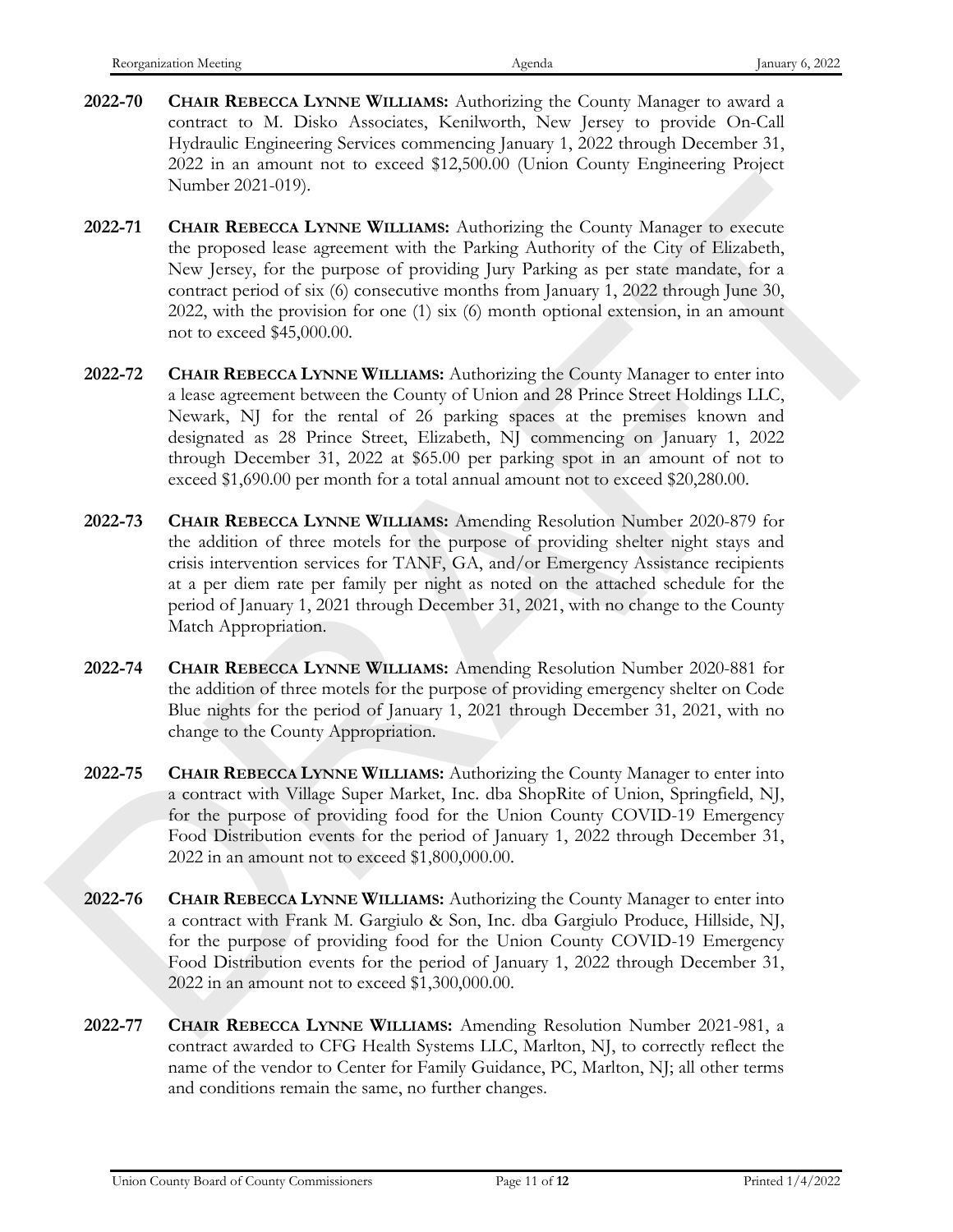**2022-70** **CHAIR REBECCA LYNNE WILLIAMS:** Authorizing the County Manager to award a contract to M. Disko Associates, Kenilworth, New Jersey to provide On-Call Hydraulic Engineering Services commencing January 1, 2022 through December 31, 2022 in an amount not to exceed $12,500.00 (Union County Engineering Project Number 2021-019).

**2022-71** **CHAIR REBECCA LYNNE WILLIAMS:** Authorizing the County Manager to execute the proposed lease agreement with the Parking Authority of the City of Elizabeth, New Jersey, for the purpose of providing Jury Parking as per state mandate, for a contract period of six (6) consecutive months from January 1, 2022 through June 30, 2022, with the provision for one (1) six (6) month optional extension, in an amount not to exceed $45,000.00.

**2022-72** **CHAIR REBECCA LYNNE WILLIAMS:** Authorizing the County Manager to enter into a lease agreement between the County of Union and 28 Prince Street Holdings LLC, Newark, NJ for the rental of 26 parking spaces at the premises known and designated as 28 Prince Street, Elizabeth, NJ commencing on January 1, 2022 through December 31, 2022 at $65.00 per parking spot in an amount of not to exceed $1,690.00 per month for a total annual amount not to exceed $20,280.00.

**2022-73** **CHAIR REBECCA LYNNE WILLIAMS:** Amending Resolution Number 2020-879 for the addition of three motels for the purpose of providing shelter night stays and crisis intervention services for TANF, GA, and/or Emergency Assistance recipients at a per diem rate per family per night as noted on the attached schedule for the period of January 1, 2021 through December 31, 2021, with no change to the County Match Appropriation.

**2022-74** **CHAIR REBECCA LYNNE WILLIAMS:** Amending Resolution Number 2020-881 for the addition of three motels for the purpose of providing emergency shelter on Code Blue nights for the period of January 1, 2021 through December 31, 2021, with no change to the County Appropriation.

**2022-75** **CHAIR REBECCA LYNNE WILLIAMS:** Authorizing the County Manager to enter into a contract with Village Super Market, Inc. dba ShopRite of Union, Springfield, NJ, for the purpose of providing food for the Union County COVID-19 Emergency Food Distribution events for the period of January 1, 2022 through December 31, 2022 in an amount not to exceed $1,800,000.00.

**2022-76** **CHAIR REBECCA LYNNE WILLIAMS:** Authorizing the County Manager to enter into a contract with Frank M. Gargiulo & Son, Inc. dba Gargiulo Produce, Hillside, NJ, for the purpose of providing food for the Union County COVID-19 Emergency Food Distribution events for the period of January 1, 2022 through December 31, 2022 in an amount not to exceed $1,300,000.00.

**2022-77** **CHAIR REBECCA LYNNE WILLIAMS:** Amending Resolution Number 2021-981, a contract awarded to CFG Health Systems LLC, Marlton, NJ, to correctly reflect the name of the vendor to Center for Family Guidance, PC, Marlton, NJ; all other terms and conditions remain the same, no further changes.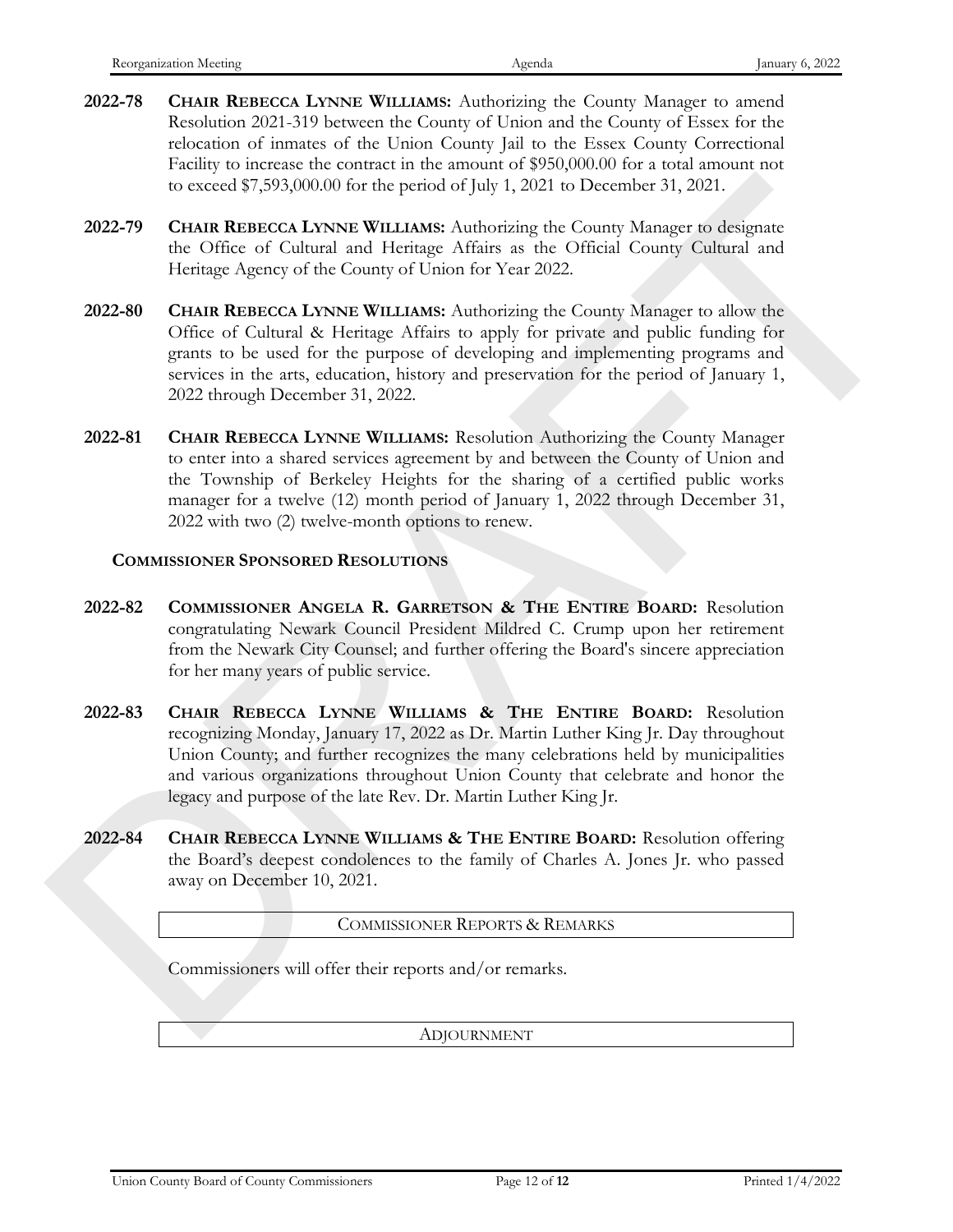**2022-78** **CHAIR REBECCA LYNNE WILLIAMS:** Authorizing the County Manager to amend Resolution 2021-319 between the County of Union and the County of Essex for the relocation of inmates of the Union County Jail to the Essex County Correctional Facility to increase the contract in the amount of $950,000.00 for a total amount not to exceed $7,593,000.00 for the period of July 1, 2021 to December 31, 2021.

**2022-79** **CHAIR REBECCA LYNNE WILLIAMS:** Authorizing the County Manager to designate the Office of Cultural and Heritage Affairs as the Official County Cultural and Heritage Agency of the County of Union for Year 2022.

**2022-80** **CHAIR REBECCA LYNNE WILLIAMS:** Authorizing the County Manager to allow the Office of Cultural & Heritage Affairs to apply for private and public funding for grants to be used for the purpose of developing and implementing programs and services in the arts, education, history and preservation for the period of January 1, 2022 through December 31, 2022.

**2022-81** **CHAIR REBECCA LYNNE WILLIAMS:** Resolution Authorizing the County Manager to enter into a shared services agreement by and between the County of Union and the Township of Berkeley Heights for the sharing of a certified public works manager for a twelve (12) month period of January 1, 2022 through December 31, 2022 with two (2) twelve-month options to renew.

**COMMISSIONER SPONSORED RESOLUTIONS**

**2022-82** **COMMISSIONER ANGELA R. GARRETSON & THE ENTIRE BOARD:** Resolution congratulating Newark Council President Mildred C. Crump upon her retirement from the Newark City Counsel; and further offering the Board's sincere appreciation for her many years of public service.

**2022-83** **CHAIR REBECCA LYNNE WILLIAMS & THE ENTIRE BOARD:** Resolution recognizing Monday, January 17, 2022 as Dr. Martin Luther King Jr. Day throughout Union County; and further recognizes the many celebrations held by municipalities and various organizations throughout Union County that celebrate and honor the legacy and purpose of the late Rev. Dr. Martin Luther King Jr.

**2022-84** **CHAIR REBECCA LYNNE WILLIAMS & THE ENTIRE BOARD:** Resolution offering the Board's deepest condolences to the family of Charles A. Jones Jr. who passed away on December 10, 2021.

## COMMISSIONER REPORTS & REMARKS

Commissioners will offer their reports and/or remarks.

## ADJOURNMENT